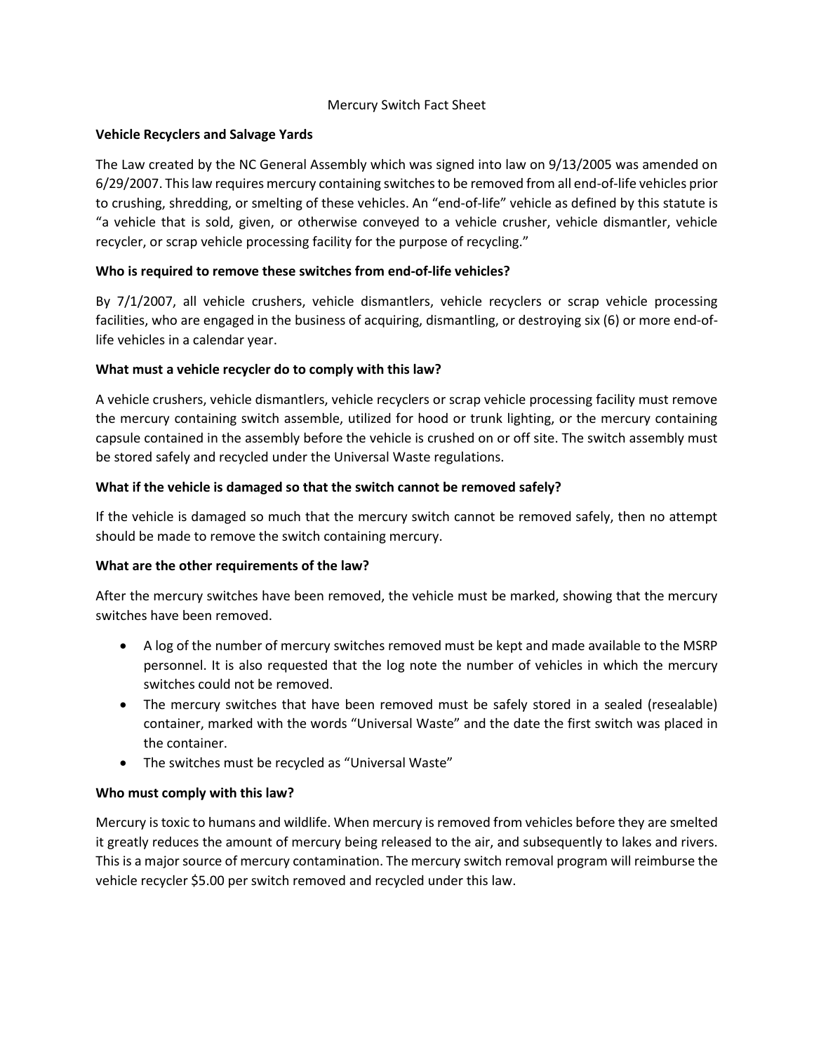# Mercury Switch Fact Sheet

## Vehicle Recyclers and Salvage Yards

The Law created by the NC General Assembly which was signed into law on 9/13/2005 was amended on 6/29/2007. This law requires mercury containing switches to be removed from all end-of-life vehicles prior to crushing, shredding, or smelting of these vehicles. An "end-of-life" vehicle as defined by this statute is "a vehicle that is sold, given, or otherwise conveyed to a vehicle crusher, vehicle dismantler, vehicle recycler, or scrap vehicle processing facility for the purpose of recycling."

**Who is required to remove these switches from end-of-life vehicles?**

By 7/1/2007, all vehicle crushers, vehicle dismantlers, vehicle recyclers or scrap vehicle processing facilities, who are engaged in the business of acquiring, dismantling, or destroying six (6) or more end-of-life vehicles in a calendar year.

**What must a vehicle recycler do to comply with this law?**

A vehicle crushers, vehicle dismantlers, vehicle recyclers or scrap vehicle processing facility must remove the mercury containing switch assemble, utilized for hood or trunk lighting, or the mercury containing capsule contained in the assembly before the vehicle is crushed on or off site. The switch assembly must be stored safely and recycled under the Universal Waste regulations.

**What if the vehicle is damaged so that the switch cannot be removed safely?**

If the vehicle is damaged so much that the mercury switch cannot be removed safely, then no attempt should be made to remove the switch containing mercury.

**What are the other requirements of the law?**

After the mercury switches have been removed, the vehicle must be marked, showing that the mercury switches have been removed.

- A log of the number of mercury switches removed must be kept and made available to the MSRP personnel. It is also requested that the log note the number of vehicles in which the mercury switches could not be removed.
- The mercury switches that have been removed must be safely stored in a sealed (resealable) container, marked with the words "Universal Waste" and the date the first switch was placed in the container.
- The switches must be recycled as "Universal Waste"

**Who must comply with this law?**

Mercury is toxic to humans and wildlife. When mercury is removed from vehicles before they are smelted it greatly reduces the amount of mercury being released to the air, and subsequently to lakes and rivers. This is a major source of mercury contamination. The mercury switch removal program will reimburse the vehicle recycler $5.00 per switch removed and recycled under this law.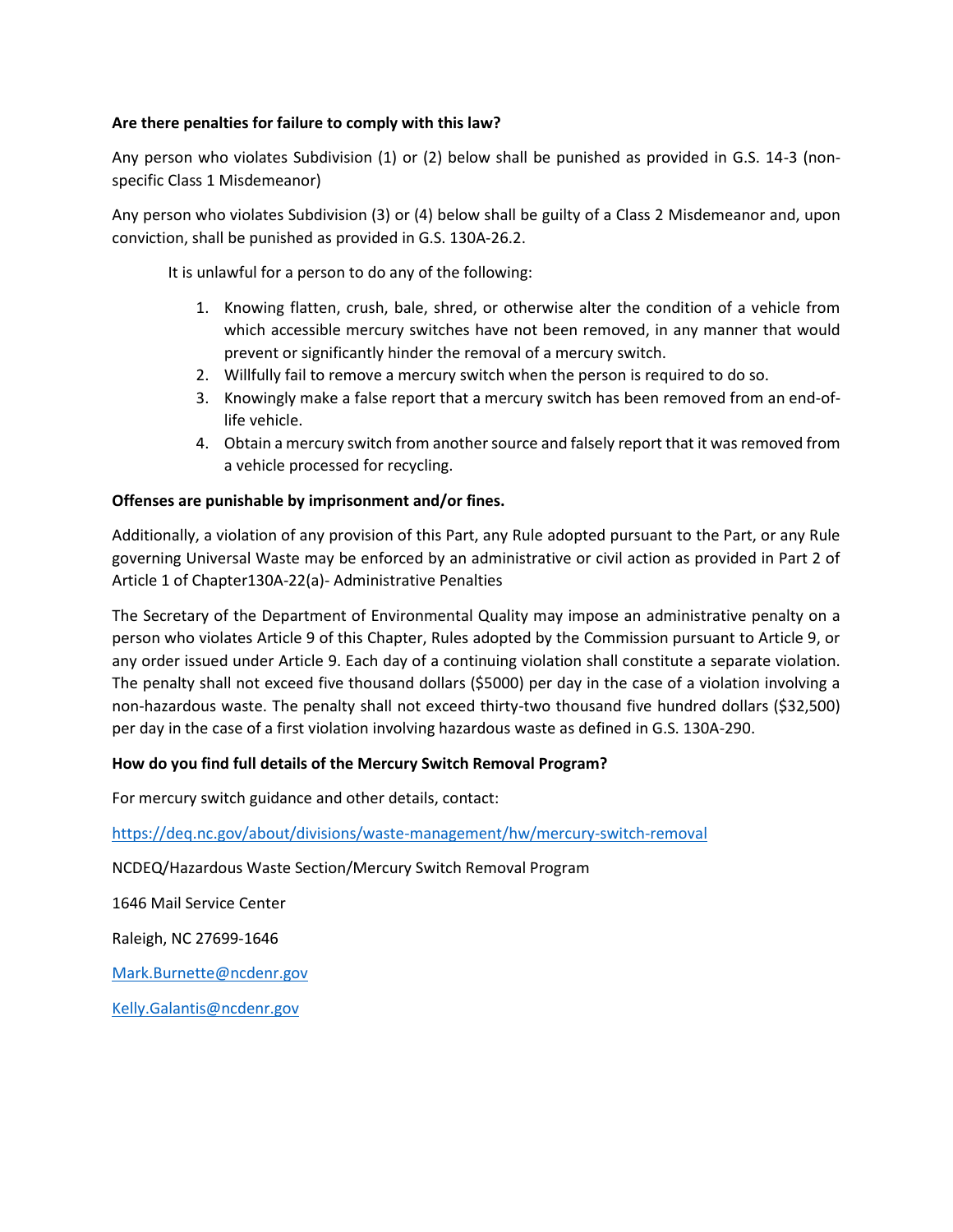**Are there penalties for failure to comply with this law?**

Any person who violates Subdivision (1) or (2) below shall be punished as provided in G.S. 14-3 (non-specific Class 1 Misdemeanor)

Any person who violates Subdivision (3) or (4) below shall be guilty of a Class 2 Misdemeanor and, upon conviction, shall be punished as provided in G.S. 130A-26.2.

It is unlawful for a person to do any of the following:

1. Knowing flatten, crush, bale, shred, or otherwise alter the condition of a vehicle from which accessible mercury switches have not been removed, in any manner that would prevent or significantly hinder the removal of a mercury switch.
2. Willfully fail to remove a mercury switch when the person is required to do so.
3. Knowingly make a false report that a mercury switch has been removed from an end-of-life vehicle.
4. Obtain a mercury switch from another source and falsely report that it was removed from a vehicle processed for recycling.

**Offenses are punishable by imprisonment and/or fines.**

Additionally, a violation of any provision of this Part, any Rule adopted pursuant to the Part, or any Rule governing Universal Waste may be enforced by an administrative or civil action as provided in Part 2 of Article 1 of Chapter130A-22(a)- Administrative Penalties

The Secretary of the Department of Environmental Quality may impose an administrative penalty on a person who violates Article 9 of this Chapter, Rules adopted by the Commission pursuant to Article 9, or any order issued under Article 9. Each day of a continuing violation shall constitute a separate violation. The penalty shall not exceed five thousand dollars ($5000) per day in the case of a violation involving a non-hazardous waste. The penalty shall not exceed thirty-two thousand five hundred dollars ($32,500) per day in the case of a first violation involving hazardous waste as defined in G.S. 130A-290.

**How do you find full details of the Mercury Switch Removal Program?**

For mercury switch guidance and other details, contact:

https://deq.nc.gov/about/divisions/waste-management/hw/mercury-switch-removal

NCDEQ/Hazardous Waste Section/Mercury Switch Removal Program

1646 Mail Service Center

Raleigh, NC 27699-1646

Mark.Burnette@ncdenr.gov

Kelly.Galantis@ncdenr.gov